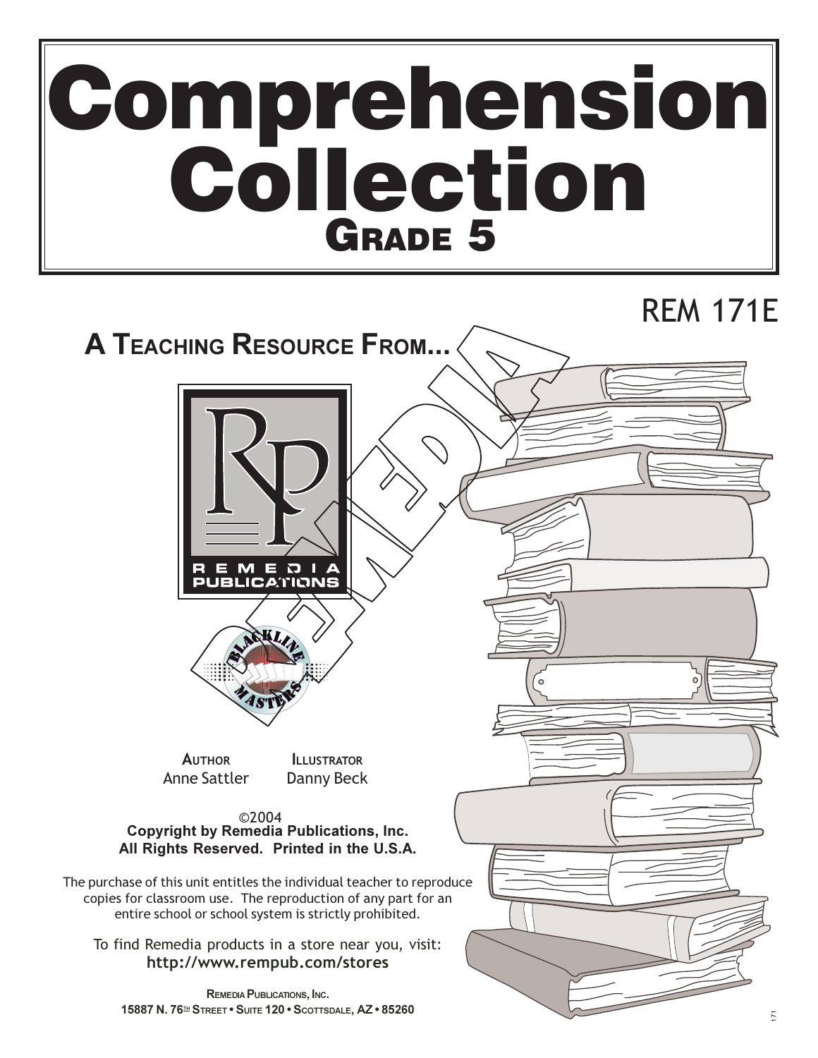# Comprehension Collection

## Grade 5

REM 171E

**A Teaching Resource From...**

REMEDIA PUBLICATIONS

BLACKLINE MASTERS

**Author**
Anne Sattler

**Illustrator**
Danny Beck

©2004
**Copyright by Remedia Publications, Inc.**
**All Rights Reserved. Printed in the U.S.A.**

The purchase of this unit entitles the individual teacher to reproduce copies for classroom use. The reproduction of any part for an entire school or school system is strictly prohibited.

To find Remedia products in a store near you, visit:
**http://www.rempub.com/stores**

**Remedia Publications, Inc.**
**15887 N. 76th Street • Suite 120 • Scottsdale, AZ • 85260**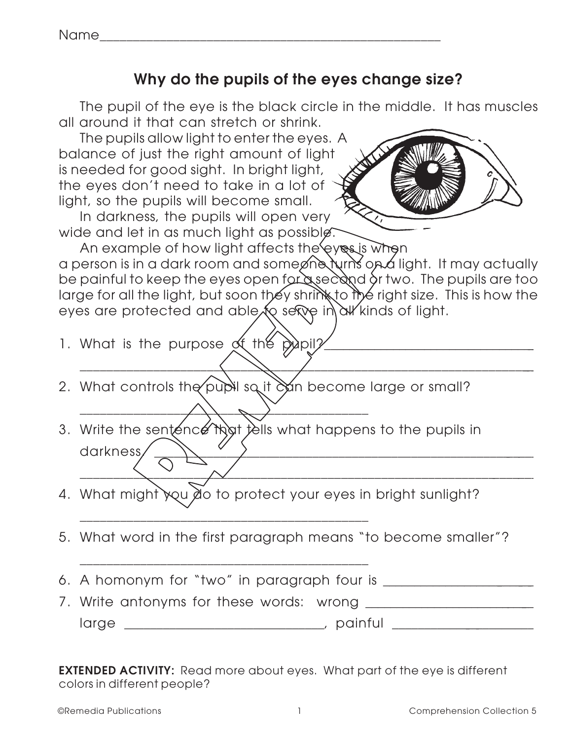Name_______________________________________________

## Why do the pupils of the eyes change size?

The pupil of the eye is the black circle in the middle. It has muscles all around it that can stretch or shrink.

The pupils allow light to enter the eyes. A balance of just the right amount of light is needed for good sight. In bright light, the eyes don't need to take in a lot of light, so the pupils will become small.

In darkness, the pupils will open very wide and let in as much light as possible.

An example of how light affects the eyes is when a person is in a dark room and someone turns on a light. It may actually be painful to keep the eyes open for a second or two. The pupils are too large for all the light, but soon they shrink to the right size. This is how the eyes are protected and able to serve in all kinds of light.

1. What is the purpose of the pupil?_______________________________
   ________________________________________________________________
2. What controls the pupil so it can become large or small?
   _______________________________________
3. Write the sentence that tells what happens to the pupils in darkness. ________________________________________________
   ________________________________________________________________
4. What might you do to protect your eyes in bright sunlight?
   _______________________________________
5. What word in the first paragraph means "to become smaller"?
   _______________________________________
6. A homonym for "two" in paragraph four is ____________________
7. Write antonyms for these words: wrong ______________________
   large ___________________________, painful ___________________

**EXTENDED ACTIVITY:** Read more about eyes. What part of the eye is different colors in different people?

©Remedia Publications Comprehension Collection 5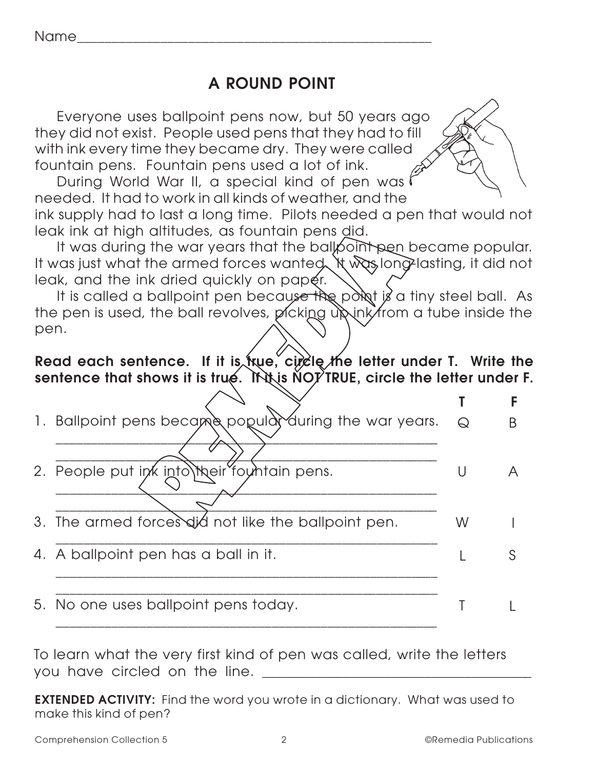Name___________________________________________

## A ROUND POINT

Everyone uses ballpoint pens now, but 50 years ago they did not exist. People used pens that they had to fill with ink every time they became dry. They were called fountain pens. Fountain pens used a lot of ink.

During World War II, a special kind of pen was needed. It had to work in all kinds of weather, and the ink supply had to last a long time. Pilots needed a pen that would not leak ink at high altitudes, as fountain pens did.

It was during the war years that the ballpoint pen became popular. It was just what the armed forces wanted. It was long-lasting, it did not leak, and the ink dried quickly on paper.

It is called a ballpoint pen because the point is a tiny steel ball. As the pen is used, the ball revolves, picking up ink from a tube inside the pen.

**Read each sentence. If it is true, circle the letter under T. Write the sentence that shows it is true. If it is NOT TRUE, circle the letter under F.**

| | T | F |
|---|---|---|
| 1. Ballpoint pens became popular during the war years.<br>___________________________________________<br>___________________________________________ | Q | B |
| 2. People put ink into their fountain pens.<br>___________________________________________<br>___________________________________________ | U | A |
| 3. The armed forces did not like the ballpoint pen.<br>___________________________________________ | W | I |
| 4. A ballpoint pen has a ball in it.<br>___________________________________________<br>___________________________________________ | L | S |
| 5. No one uses ballpoint pens today.<br>___________________________________________ | T | L |

To learn what the very first kind of pen was called, write the letters you have circled on the line. ______________________________

**EXTENDED ACTIVITY:** Find the word you wrote in a dictionary. What was used to make this kind of pen?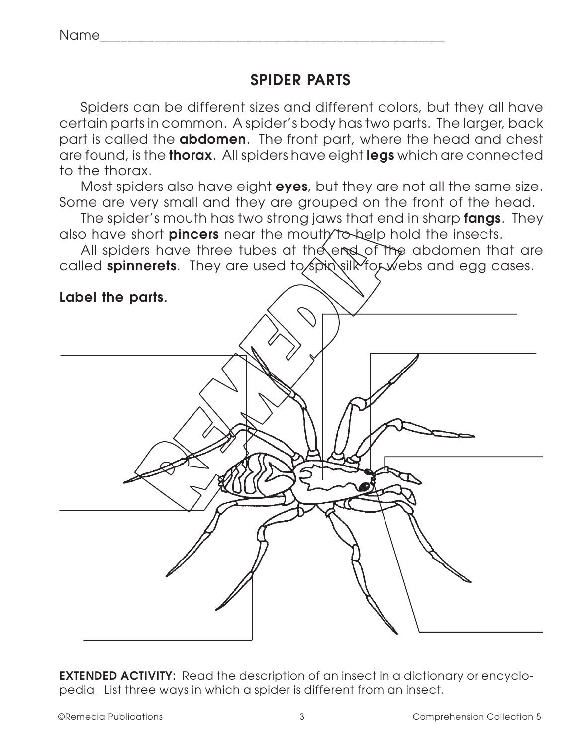Name___________________________________________

## SPIDER PARTS

Spiders can be different sizes and different colors, but they all have certain parts in common. A spider's body has two parts. The larger, back part is called the **abdomen**. The front part, where the head and chest are found, is the **thorax**. All spiders have eight **legs** which are connected to the thorax.

Most spiders also have eight **eyes**, but they are not all the same size. Some are very small and they are grouped on the front of the head.

The spider's mouth has two strong jaws that end in sharp **fangs**. They also have short **pincers** near the mouth to help hold the insects.

All spiders have three tubes at the end of the abdomen that are called **spinnerets**. They are used to spin silk for webs and egg cases.

**Label the parts.**

______________________

______________________

______________________

______________________

______________________

______________________

______________________

**EXTENDED ACTIVITY:** Read the description of an insect in a dictionary or encyclopedia. List three ways in which a spider is different from an insect.

©Remedia Publications — Comprehension Collection 5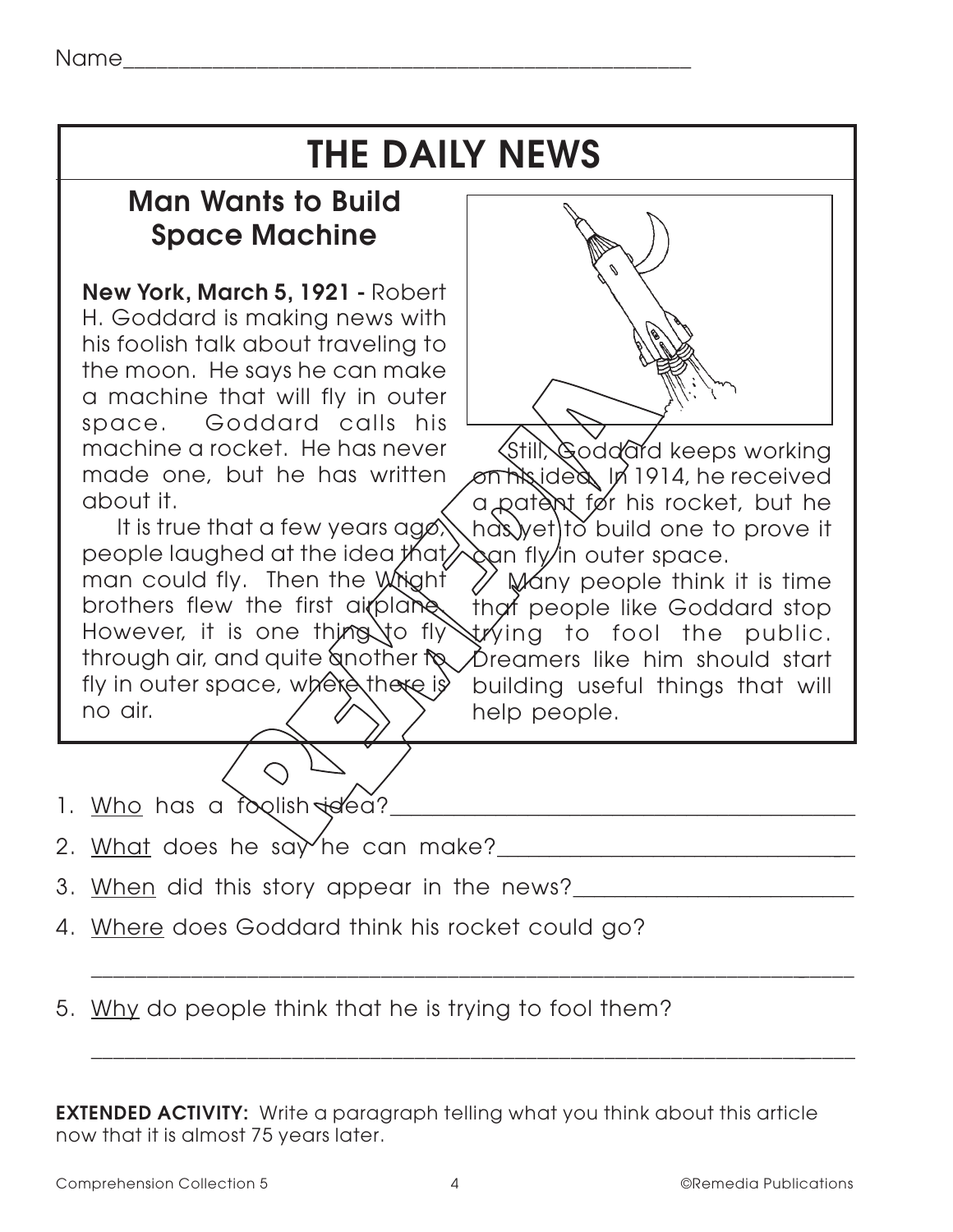Name________________________________________________

# THE DAILY NEWS

## Man Wants to Build Space Machine

**New York, March 5, 1921 -** Robert H. Goddard is making news with his foolish talk about traveling to the moon. He says he can make a machine that will fly in outer space. Goddard calls his machine a rocket. He has never made one, but he has written about it.

It is true that a few years ago, people laughed at the idea that man could fly. Then the Wright brothers flew the first airplane. However, it is one thing to fly through air, and quite another to fly in outer space, where there is no air.

Still, Goddard keeps working on his idea. In 1914, he received a patent for his rocket, but he has yet to build one to prove it can fly in outer space.

Many people think it is time that people like Goddard stop trying to fool the public. Dreamers like him should start building useful things that will help people.

1. Who has a foolish idea?________________________________________
2. What does he say he can make?________________________________
3. When did this story appear in the news?_________________________
4. Where does Goddard think his rocket could go?

   ________________________________________________________________

5. Why do people think that he is trying to fool them?

   ________________________________________________________________

**EXTENDED ACTIVITY:** Write a paragraph telling what you think about this article now that it is almost 75 years later.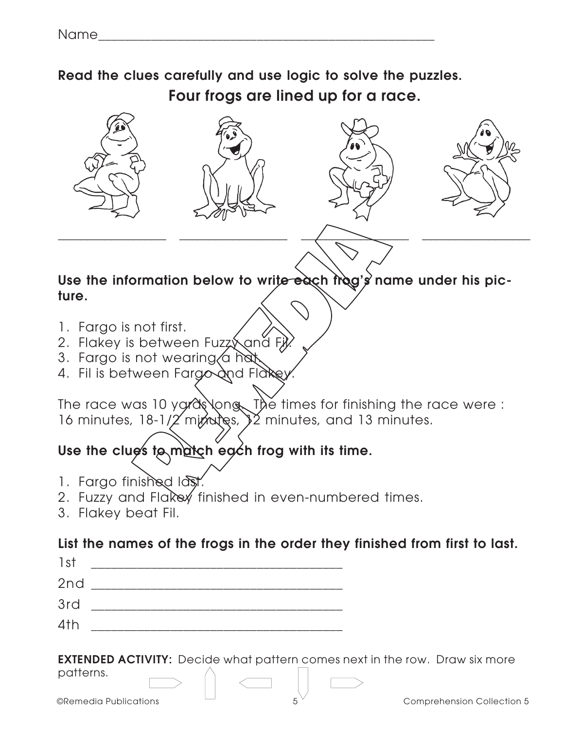Name___________________________________________

**Read the clues carefully and use logic to solve the puzzles.**

## Four frogs are lined up for a race.

_______________ _______________ _______________ _______________

**Use the information below to write each frog's name under his picture.**

1. Fargo is not first.
2. Flakey is between Fuzzy and Fil.
3. Fargo is not wearing a hat.
4. Fil is between Fargo and Flakey.

The race was 10 yards long. The times for finishing the race were : 16 minutes, 18-1/2 minutes, 12 minutes, and 13 minutes.

**Use the clues to match each frog with its time.**

1. Fargo finished last.
2. Fuzzy and Flakey finished in even-numbered times.
3. Flakey beat Fil.

**List the names of the frogs in the order they finished from first to last.**

1st ___________________________________

2nd ___________________________________

3rd ___________________________________

4th ___________________________________

**EXTENDED ACTIVITY:** Decide what pattern comes next in the row. Draw six more patterns.